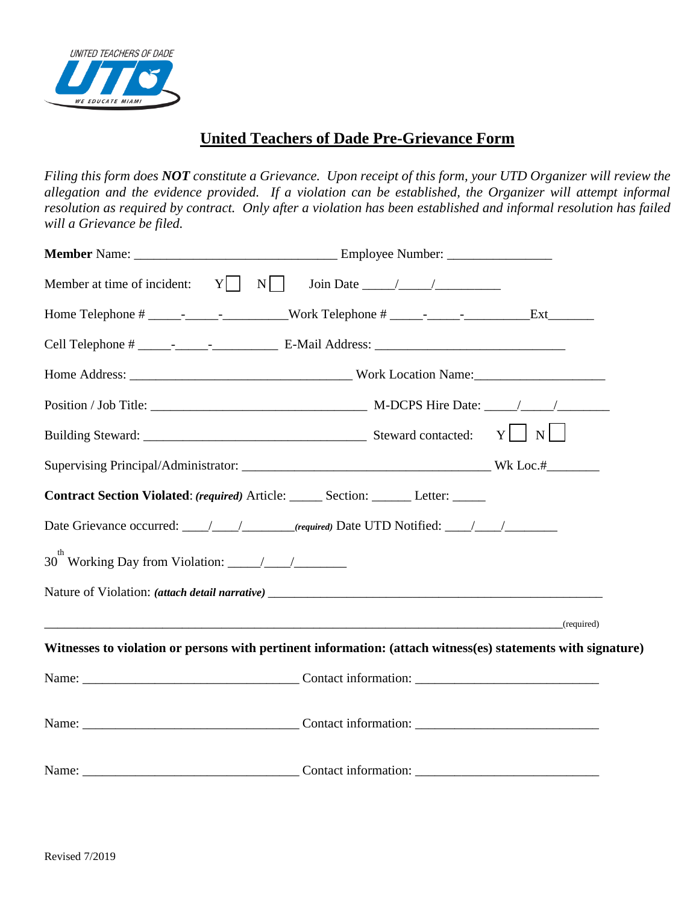# United Teachers of Dade Pre-Grievance Form

*Filing this form does **NOT** constitute a Grievance. Upon receipt of this form, your UTD Organizer will review the allegation and the evidence provided. If a violation can be established, the Organizer will attempt informal resolution as required by contract. Only after a violation has been established and informal resolution has failed will a Grievance be filed.*

**Member** Name: ______________________________ Employee Number: _______________

Member at time of incident: Y☐ N☐ Join Date _____/_____/__________

Home Telephone # _____-_____-__________Work Telephone # _____-_____-__________Ext_______

Cell Telephone # _____-_____-__________ E-Mail Address: _____________________________

Home Address: _________________________________ Work Location Name:___________________

Position / Job Title: _________________________________ M-DCPS Hire Date: _____/_____/________

Building Steward: _________________________________ Steward contacted: Y☐ N☐

Supervising Principal/Administrator: _____________________________________ Wk Loc.#________

**Contract Section Violated**: ***(required)*** Article: _____ Section: ______ Letter: _____

Date Grievance occurred: ____/____/________***(required)*** Date UTD Notified: ____/____/________

30th Working Day from Violation: _____/____/________

Nature of Violation: ***(attach detail narrative)*** _____________________________________________________

_____________________________________________________________________________(required)

**Witnesses to violation or persons with pertinent information: (attach witness(es) statements with signature)**

Name: ________________________________ Contact information: ___________________________

Name: ________________________________ Contact information: ___________________________

Name: ________________________________ Contact information: ___________________________

Revised 7/2019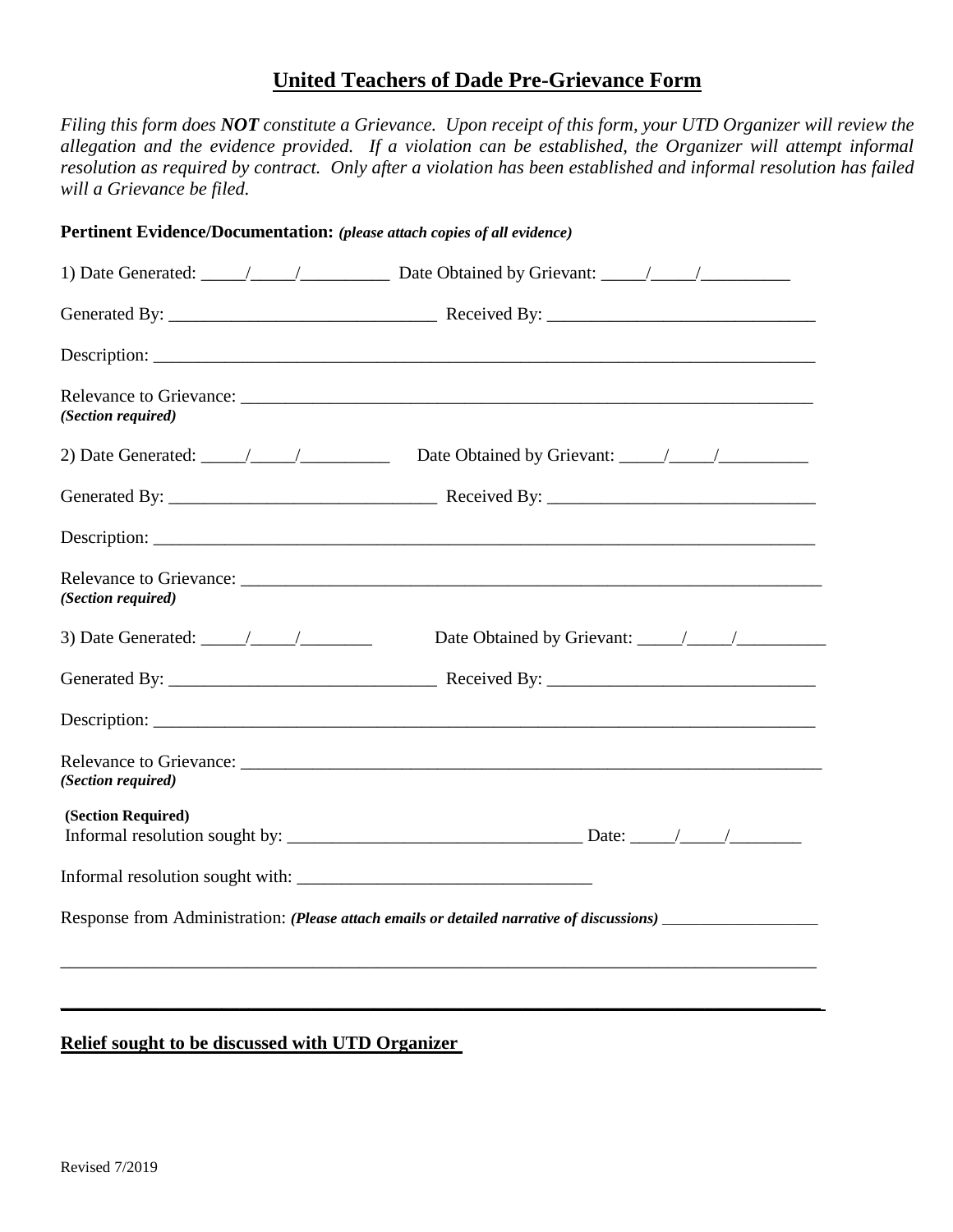# United Teachers of Dade Pre-Grievance Form

*Filing this form does **NOT** constitute a Grievance. Upon receipt of this form, your UTD Organizer will review the allegation and the evidence provided. If a violation can be established, the Organizer will attempt informal resolution as required by contract. Only after a violation has been established and informal resolution has failed will a Grievance be filed.*

**Pertinent Evidence/Documentation:** ***(please attach copies of all evidence)***

1) Date Generated: _____/_____/__________ Date Obtained by Grievant: _____/_____/__________

Generated By: ______________________________ Received By: ______________________________

Description: _____________________________________________________________________________

Relevance to Grievance: ____________________________________________________________________
***(Section required)***

2) Date Generated: _____/_____/__________ Date Obtained by Grievant: _____/_____/__________

Generated By: ______________________________ Received By: ______________________________

Description: _____________________________________________________________________________

Relevance to Grievance: ____________________________________________________________________
***(Section required)***

3) Date Generated: _____/_____/________ Date Obtained by Grievant: _____/_____/__________

Generated By: ______________________________ Received By: ______________________________

Description: _____________________________________________________________________________

Relevance to Grievance: ____________________________________________________________________
***(Section required)***

**(Section Required)**
Informal resolution sought by: _________________________________ Date: _____/_____/________

Informal resolution sought with: ________________________________

Response from Administration: ***(Please attach emails or detailed narrative of discussions)*** __________________

_____________________________________________________________________________________

_____________________________________________________________________________________

**Relief sought to be discussed with UTD Organizer**

Revised 7/2019